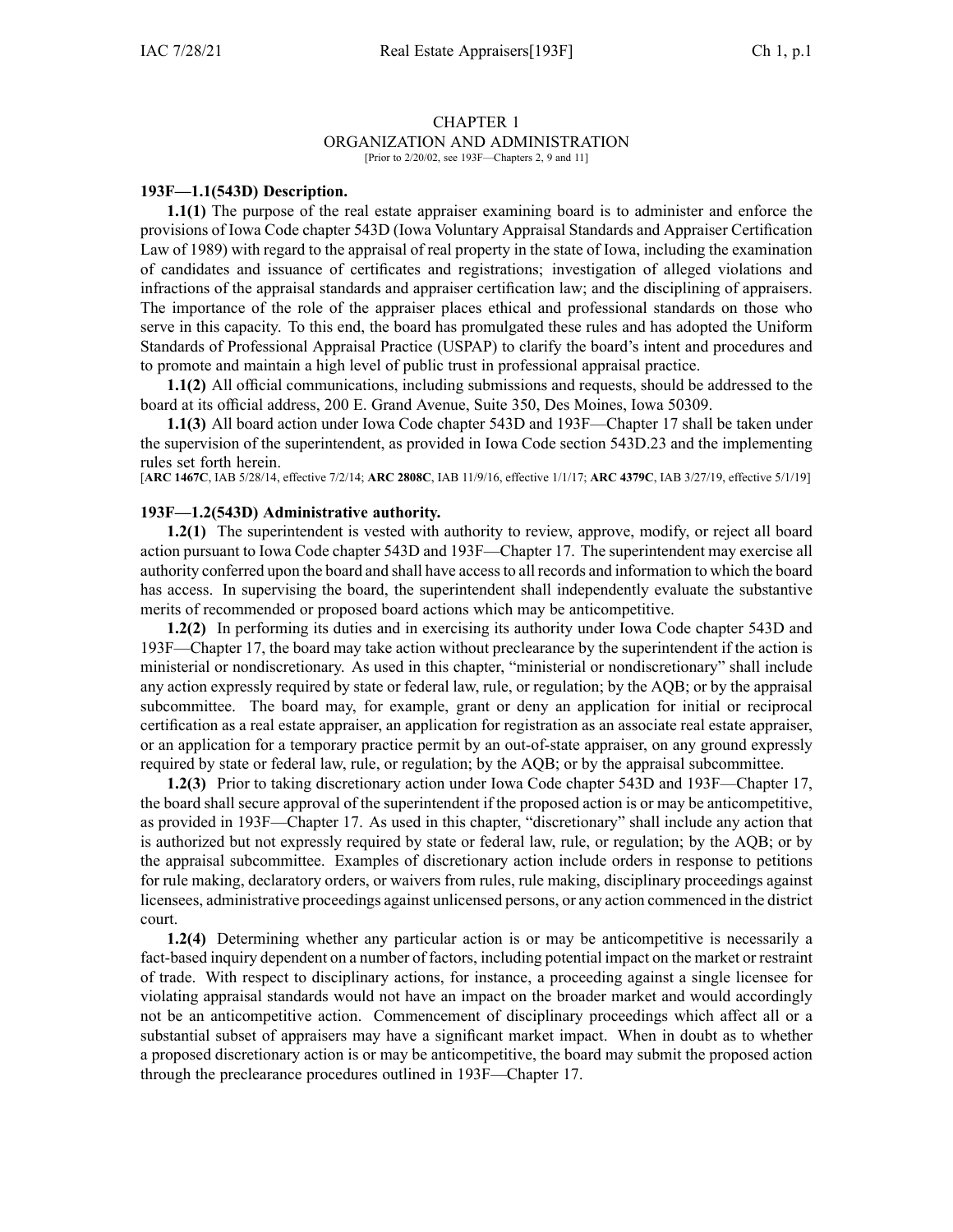# CHAPTER 1
## ORGANIZATION AND ADMINISTRATION

[Prior to 2/20/02, see 193F—Chapters 2, 9 and 11]

**193F—1.1(543D) Description.**

**1.1(1)** The purpose of the real estate appraiser examining board is to administer and enforce the provisions of Iowa Code chapter 543D (Iowa Voluntary Appraisal Standards and Appraiser Certification Law of 1989) with regard to the appraisal of real property in the state of Iowa, including the examination of candidates and issuance of certificates and registrations; investigation of alleged violations and infractions of the appraisal standards and appraiser certification law; and the disciplining of appraisers. The importance of the role of the appraiser places ethical and professional standards on those who serve in this capacity. To this end, the board has promulgated these rules and has adopted the Uniform Standards of Professional Appraisal Practice (USPAP) to clarify the board's intent and procedures and to promote and maintain a high level of public trust in professional appraisal practice.

**1.1(2)** All official communications, including submissions and requests, should be addressed to the board at its official address, 200 E. Grand Avenue, Suite 350, Des Moines, Iowa 50309.

**1.1(3)** All board action under Iowa Code chapter 543D and 193F—Chapter 17 shall be taken under the supervision of the superintendent, as provided in Iowa Code section 543D.23 and the implementing rules set forth herein.

[**ARC 1467C**, IAB 5/28/14, effective 7/2/14; **ARC 2808C**, IAB 11/9/16, effective 1/1/17; **ARC 4379C**, IAB 3/27/19, effective 5/1/19]

**193F—1.2(543D) Administrative authority.**

**1.2(1)** The superintendent is vested with authority to review, approve, modify, or reject all board action pursuant to Iowa Code chapter 543D and 193F—Chapter 17. The superintendent may exercise all authority conferred upon the board and shall have access to all records and information to which the board has access. In supervising the board, the superintendent shall independently evaluate the substantive merits of recommended or proposed board actions which may be anticompetitive.

**1.2(2)** In performing its duties and in exercising its authority under Iowa Code chapter 543D and 193F—Chapter 17, the board may take action without preclearance by the superintendent if the action is ministerial or nondiscretionary. As used in this chapter, "ministerial or nondiscretionary" shall include any action expressly required by state or federal law, rule, or regulation; by the AQB; or by the appraisal subcommittee. The board may, for example, grant or deny an application for initial or reciprocal certification as a real estate appraiser, an application for registration as an associate real estate appraiser, or an application for a temporary practice permit by an out-of-state appraiser, on any ground expressly required by state or federal law, rule, or regulation; by the AQB; or by the appraisal subcommittee.

**1.2(3)** Prior to taking discretionary action under Iowa Code chapter 543D and 193F—Chapter 17, the board shall secure approval of the superintendent if the proposed action is or may be anticompetitive, as provided in 193F—Chapter 17. As used in this chapter, "discretionary" shall include any action that is authorized but not expressly required by state or federal law, rule, or regulation; by the AQB; or by the appraisal subcommittee. Examples of discretionary action include orders in response to petitions for rule making, declaratory orders, or waivers from rules, rule making, disciplinary proceedings against licensees, administrative proceedings against unlicensed persons, or any action commenced in the district court.

**1.2(4)** Determining whether any particular action is or may be anticompetitive is necessarily a fact-based inquiry dependent on a number of factors, including potential impact on the market or restraint of trade. With respect to disciplinary actions, for instance, a proceeding against a single licensee for violating appraisal standards would not have an impact on the broader market and would accordingly not be an anticompetitive action. Commencement of disciplinary proceedings which affect all or a substantial subset of appraisers may have a significant market impact. When in doubt as to whether a proposed discretionary action is or may be anticompetitive, the board may submit the proposed action through the preclearance procedures outlined in 193F—Chapter 17.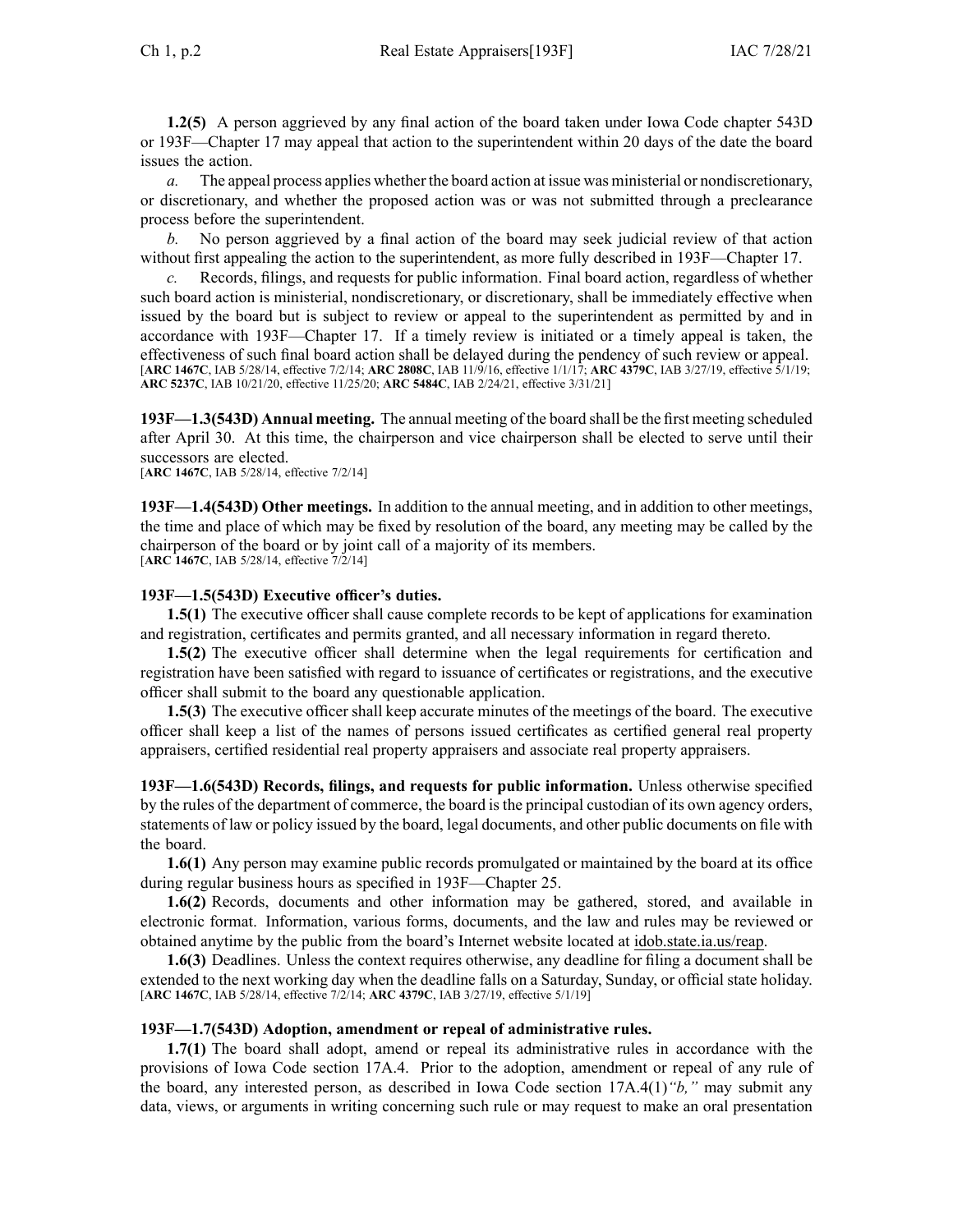**1.2(5)** A person aggrieved by any final action of the board taken under Iowa Code chapter 543D or 193F—Chapter 17 may appeal that action to the superintendent within 20 days of the date the board issues the action.

*a.* The appeal process applies whether the board action at issue was ministerial or nondiscretionary, or discretionary, and whether the proposed action was or was not submitted through a preclearance process before the superintendent.

*b.* No person aggrieved by a final action of the board may seek judicial review of that action without first appealing the action to the superintendent, as more fully described in 193F—Chapter 17.

*c.* Records, filings, and requests for public information. Final board action, regardless of whether such board action is ministerial, nondiscretionary, or discretionary, shall be immediately effective when issued by the board but is subject to review or appeal to the superintendent as permitted by and in accordance with 193F—Chapter 17. If a timely review is initiated or a timely appeal is taken, the effectiveness of such final board action shall be delayed during the pendency of such review or appeal.
[**ARC 1467C**, IAB 5/28/14, effective 7/2/14; **ARC 2808C**, IAB 11/9/16, effective 1/1/17; **ARC 4379C**, IAB 3/27/19, effective 5/1/19; **ARC 5237C**, IAB 10/21/20, effective 11/25/20; **ARC 5484C**, IAB 2/24/21, effective 3/31/21]

**193F—1.3(543D) Annual meeting.** The annual meeting of the board shall be the first meeting scheduled after April 30. At this time, the chairperson and vice chairperson shall be elected to serve until their successors are elected.
[**ARC 1467C**, IAB 5/28/14, effective 7/2/14]

**193F—1.4(543D) Other meetings.** In addition to the annual meeting, and in addition to other meetings, the time and place of which may be fixed by resolution of the board, any meeting may be called by the chairperson of the board or by joint call of a majority of its members.
[**ARC 1467C**, IAB 5/28/14, effective 7/2/14]

**193F—1.5(543D) Executive officer's duties.**

**1.5(1)** The executive officer shall cause complete records to be kept of applications for examination and registration, certificates and permits granted, and all necessary information in regard thereto.

**1.5(2)** The executive officer shall determine when the legal requirements for certification and registration have been satisfied with regard to issuance of certificates or registrations, and the executive officer shall submit to the board any questionable application.

**1.5(3)** The executive officer shall keep accurate minutes of the meetings of the board. The executive officer shall keep a list of the names of persons issued certificates as certified general real property appraisers, certified residential real property appraisers and associate real property appraisers.

**193F—1.6(543D) Records, filings, and requests for public information.** Unless otherwise specified by the rules of the department of commerce, the board is the principal custodian of its own agency orders, statements of law or policy issued by the board, legal documents, and other public documents on file with the board.

**1.6(1)** Any person may examine public records promulgated or maintained by the board at its office during regular business hours as specified in 193F—Chapter 25.

**1.6(2)** Records, documents and other information may be gathered, stored, and available in electronic format. Information, various forms, documents, and the law and rules may be reviewed or obtained anytime by the public from the board's Internet website located at idob.state.ia.us/reap.

**1.6(3)** Deadlines. Unless the context requires otherwise, any deadline for filing a document shall be extended to the next working day when the deadline falls on a Saturday, Sunday, or official state holiday.
[**ARC 1467C**, IAB 5/28/14, effective 7/2/14; **ARC 4379C**, IAB 3/27/19, effective 5/1/19]

**193F—1.7(543D) Adoption, amendment or repeal of administrative rules.**

**1.7(1)** The board shall adopt, amend or repeal its administrative rules in accordance with the provisions of Iowa Code section 17A.4. Prior to the adoption, amendment or repeal of any rule of the board, any interested person, as described in Iowa Code section 17A.4(1)*"b,"* may submit any data, views, or arguments in writing concerning such rule or may request to make an oral presentation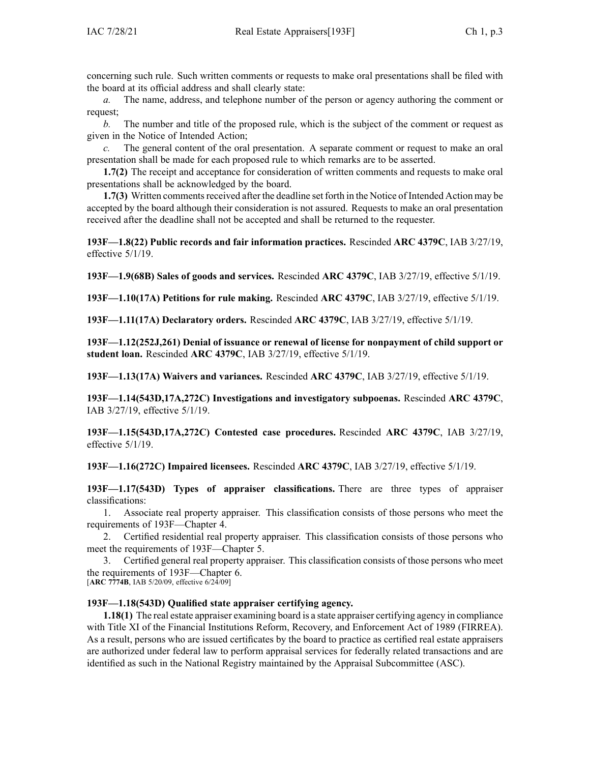concerning such rule. Such written comments or requests to make oral presentations shall be filed with the board at its official address and shall clearly state:

*a.* The name, address, and telephone number of the person or agency authoring the comment or request;

*b.* The number and title of the proposed rule, which is the subject of the comment or request as given in the Notice of Intended Action;

*c.* The general content of the oral presentation. A separate comment or request to make an oral presentation shall be made for each proposed rule to which remarks are to be asserted.

**1.7(2)** The receipt and acceptance for consideration of written comments and requests to make oral presentations shall be acknowledged by the board.

**1.7(3)** Written comments received after the deadline set forth in the Notice of Intended Action may be accepted by the board although their consideration is not assured. Requests to make an oral presentation received after the deadline shall not be accepted and shall be returned to the requester.

**193F—1.8(22) Public records and fair information practices.** Rescinded **ARC 4379C**, IAB 3/27/19, effective 5/1/19.

**193F—1.9(68B) Sales of goods and services.** Rescinded **ARC 4379C**, IAB 3/27/19, effective 5/1/19.

**193F—1.10(17A) Petitions for rule making.** Rescinded **ARC 4379C**, IAB 3/27/19, effective 5/1/19.

**193F—1.11(17A) Declaratory orders.** Rescinded **ARC 4379C**, IAB 3/27/19, effective 5/1/19.

**193F—1.12(252J,261) Denial of issuance or renewal of license for nonpayment of child support or student loan.** Rescinded **ARC 4379C**, IAB 3/27/19, effective 5/1/19.

**193F—1.13(17A) Waivers and variances.** Rescinded **ARC 4379C**, IAB 3/27/19, effective 5/1/19.

**193F—1.14(543D,17A,272C) Investigations and investigatory subpoenas.** Rescinded **ARC 4379C**, IAB 3/27/19, effective 5/1/19.

**193F—1.15(543D,17A,272C) Contested case procedures.** Rescinded **ARC 4379C**, IAB 3/27/19, effective 5/1/19.

**193F—1.16(272C) Impaired licensees.** Rescinded **ARC 4379C**, IAB 3/27/19, effective 5/1/19.

**193F—1.17(543D) Types of appraiser classifications.** There are three types of appraiser classifications:

1. Associate real property appraiser. This classification consists of those persons who meet the requirements of 193F—Chapter 4.
2. Certified residential real property appraiser. This classification consists of those persons who meet the requirements of 193F—Chapter 5.
3. Certified general real property appraiser. This classification consists of those persons who meet the requirements of 193F—Chapter 6.

[**ARC 7774B**, IAB 5/20/09, effective 6/24/09]

**193F—1.18(543D) Qualified state appraiser certifying agency.**

**1.18(1)** The real estate appraiser examining board is a state appraiser certifying agency in compliance with Title XI of the Financial Institutions Reform, Recovery, and Enforcement Act of 1989 (FIRREA). As a result, persons who are issued certificates by the board to practice as certified real estate appraisers are authorized under federal law to perform appraisal services for federally related transactions and are identified as such in the National Registry maintained by the Appraisal Subcommittee (ASC).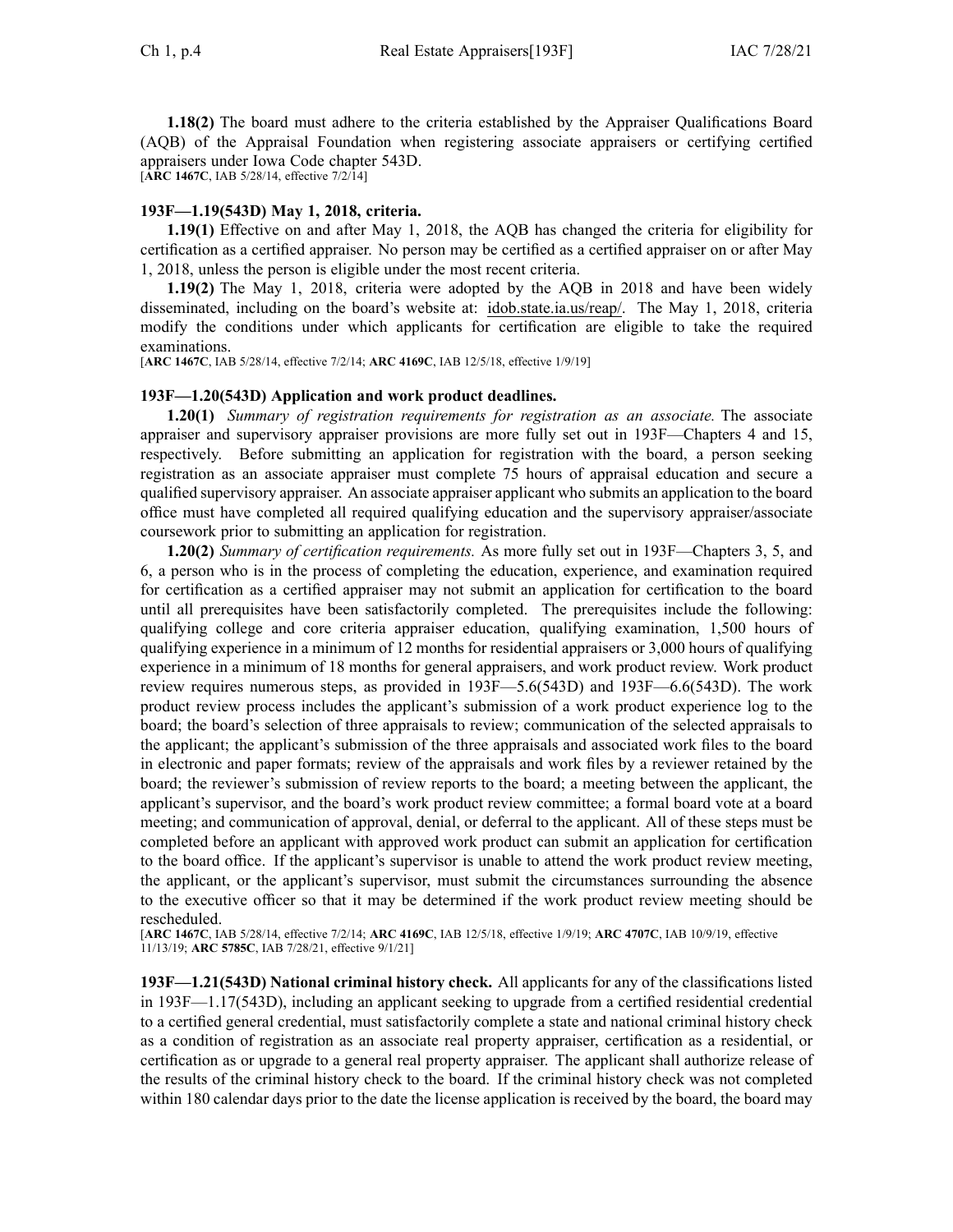**1.18(2)** The board must adhere to the criteria established by the Appraiser Qualifications Board (AQB) of the Appraisal Foundation when registering associate appraisers or certifying certified appraisers under Iowa Code chapter 543D.
[**ARC 1467C**, IAB 5/28/14, effective 7/2/14]

**193F—1.19(543D) May 1, 2018, criteria.**

**1.19(1)** Effective on and after May 1, 2018, the AQB has changed the criteria for eligibility for certification as a certified appraiser. No person may be certified as a certified appraiser on or after May 1, 2018, unless the person is eligible under the most recent criteria.

**1.19(2)** The May 1, 2018, criteria were adopted by the AQB in 2018 and have been widely disseminated, including on the board's website at: idob.state.ia.us/reap/. The May 1, 2018, criteria modify the conditions under which applicants for certification are eligible to take the required examinations.
[**ARC 1467C**, IAB 5/28/14, effective 7/2/14; **ARC 4169C**, IAB 12/5/18, effective 1/9/19]

**193F—1.20(543D) Application and work product deadlines.**

**1.20(1)** *Summary of registration requirements for registration as an associate.* The associate appraiser and supervisory appraiser provisions are more fully set out in 193F—Chapters 4 and 15, respectively. Before submitting an application for registration with the board, a person seeking registration as an associate appraiser must complete 75 hours of appraisal education and secure a qualified supervisory appraiser. An associate appraiser applicant who submits an application to the board office must have completed all required qualifying education and the supervisory appraiser/associate coursework prior to submitting an application for registration.

**1.20(2)** *Summary of certification requirements.* As more fully set out in 193F—Chapters 3, 5, and 6, a person who is in the process of completing the education, experience, and examination required for certification as a certified appraiser may not submit an application for certification to the board until all prerequisites have been satisfactorily completed. The prerequisites include the following: qualifying college and core criteria appraiser education, qualifying examination, 1,500 hours of qualifying experience in a minimum of 12 months for residential appraisers or 3,000 hours of qualifying experience in a minimum of 18 months for general appraisers, and work product review. Work product review requires numerous steps, as provided in 193F—5.6(543D) and 193F—6.6(543D). The work product review process includes the applicant's submission of a work product experience log to the board; the board's selection of three appraisals to review; communication of the selected appraisals to the applicant; the applicant's submission of the three appraisals and associated work files to the board in electronic and paper formats; review of the appraisals and work files by a reviewer retained by the board; the reviewer's submission of review reports to the board; a meeting between the applicant, the applicant's supervisor, and the board's work product review committee; a formal board vote at a board meeting; and communication of approval, denial, or deferral to the applicant. All of these steps must be completed before an applicant with approved work product can submit an application for certification to the board office. If the applicant's supervisor is unable to attend the work product review meeting, the applicant, or the applicant's supervisor, must submit the circumstances surrounding the absence to the executive officer so that it may be determined if the work product review meeting should be rescheduled.
[**ARC 1467C**, IAB 5/28/14, effective 7/2/14; **ARC 4169C**, IAB 12/5/18, effective 1/9/19; **ARC 4707C**, IAB 10/9/19, effective 11/13/19; **ARC 5785C**, IAB 7/28/21, effective 9/1/21]

**193F—1.21(543D) National criminal history check.** All applicants for any of the classifications listed in 193F—1.17(543D), including an applicant seeking to upgrade from a certified residential credential to a certified general credential, must satisfactorily complete a state and national criminal history check as a condition of registration as an associate real property appraiser, certification as a residential, or certification as or upgrade to a general real property appraiser. The applicant shall authorize release of the results of the criminal history check to the board. If the criminal history check was not completed within 180 calendar days prior to the date the license application is received by the board, the board may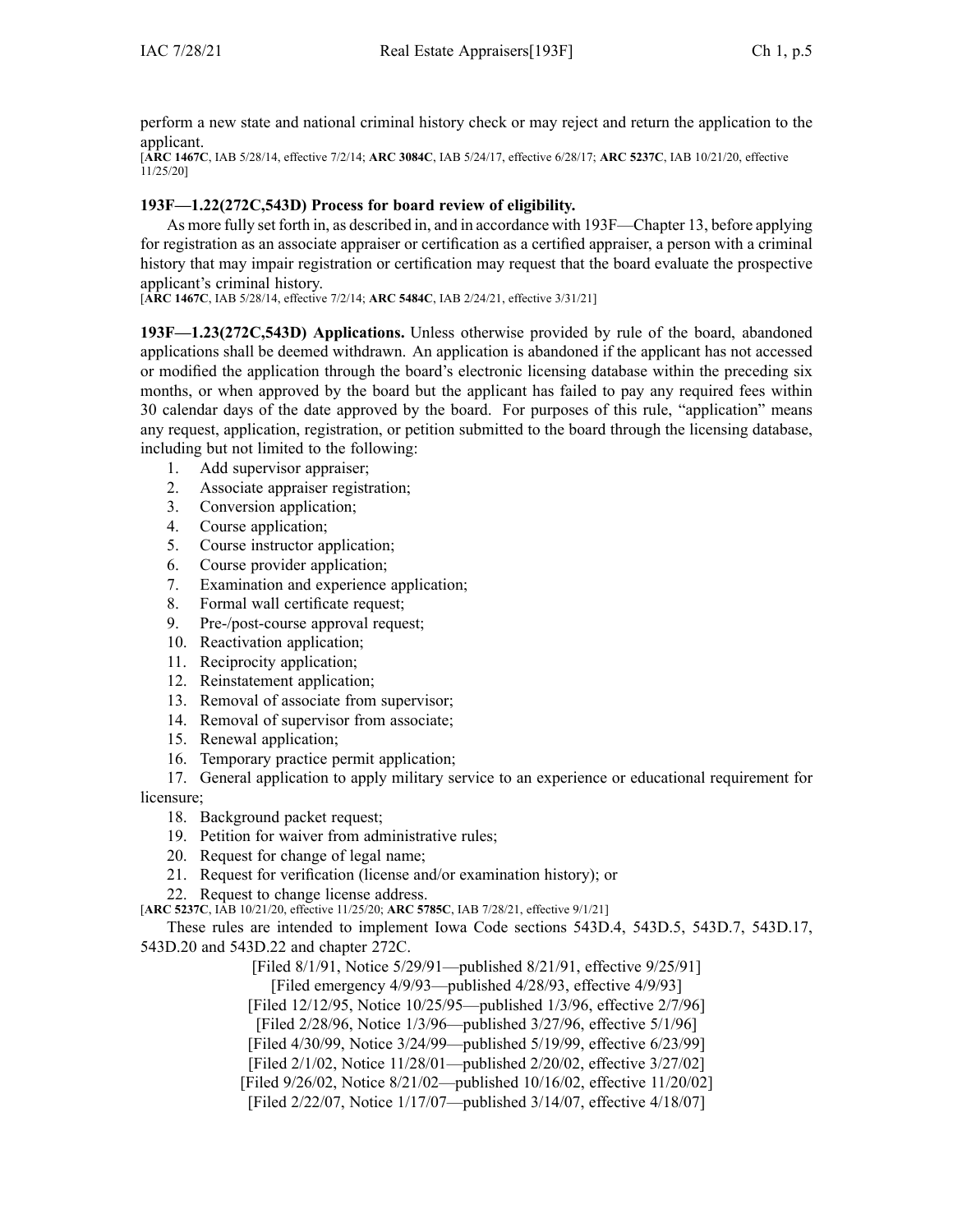perform a new state and national criminal history check or may reject and return the application to the applicant.

[**ARC 1467C**, IAB 5/28/14, effective 7/2/14; **ARC 3084C**, IAB 5/24/17, effective 6/28/17; **ARC 5237C**, IAB 10/21/20, effective 11/25/20]

**193F—1.22(272C,543D) Process for board review of eligibility.**

As more fully set forth in, as described in, and in accordance with 193F—Chapter 13, before applying for registration as an associate appraiser or certification as a certified appraiser, a person with a criminal history that may impair registration or certification may request that the board evaluate the prospective applicant's criminal history.

[**ARC 1467C**, IAB 5/28/14, effective 7/2/14; **ARC 5484C**, IAB 2/24/21, effective 3/31/21]

**193F—1.23(272C,543D) Applications.** Unless otherwise provided by rule of the board, abandoned applications shall be deemed withdrawn. An application is abandoned if the applicant has not accessed or modified the application through the board's electronic licensing database within the preceding six months, or when approved by the board but the applicant has failed to pay any required fees within 30 calendar days of the date approved by the board. For purposes of this rule, "application" means any request, application, registration, or petition submitted to the board through the licensing database, including but not limited to the following:

1. Add supervisor appraiser;
2. Associate appraiser registration;
3. Conversion application;
4. Course application;
5. Course instructor application;
6. Course provider application;
7. Examination and experience application;
8. Formal wall certificate request;
9. Pre-/post-course approval request;
10. Reactivation application;
11. Reciprocity application;
12. Reinstatement application;
13. Removal of associate from supervisor;
14. Removal of supervisor from associate;
15. Renewal application;
16. Temporary practice permit application;
17. General application to apply military service to an experience or educational requirement for licensure;
18. Background packet request;
19. Petition for waiver from administrative rules;
20. Request for change of legal name;
21. Request for verification (license and/or examination history); or
22. Request to change license address.

[**ARC 5237C**, IAB 10/21/20, effective 11/25/20; **ARC 5785C**, IAB 7/28/21, effective 9/1/21]

These rules are intended to implement Iowa Code sections 543D.4, 543D.5, 543D.7, 543D.17, 543D.20 and 543D.22 and chapter 272C.

[Filed 8/1/91, Notice 5/29/91—published 8/21/91, effective 9/25/91]
[Filed emergency 4/9/93—published 4/28/93, effective 4/9/93]
[Filed 12/12/95, Notice 10/25/95—published 1/3/96, effective 2/7/96]
[Filed 2/28/96, Notice 1/3/96—published 3/27/96, effective 5/1/96]
[Filed 4/30/99, Notice 3/24/99—published 5/19/99, effective 6/23/99]
[Filed 2/1/02, Notice 11/28/01—published 2/20/02, effective 3/27/02]
[Filed 9/26/02, Notice 8/21/02—published 10/16/02, effective 11/20/02]
[Filed 2/22/07, Notice 1/17/07—published 3/14/07, effective 4/18/07]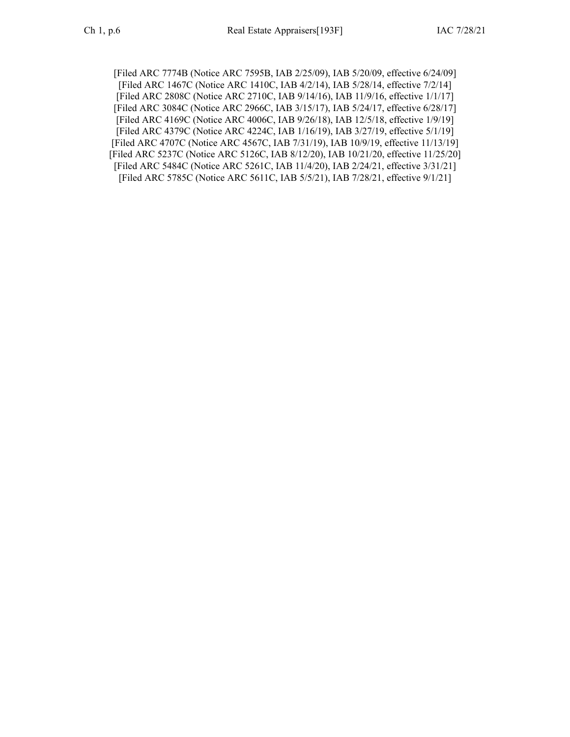[Filed ARC 7774B (Notice ARC 7595B, IAB 2/25/09), IAB 5/20/09, effective 6/24/09]
[Filed ARC 1467C (Notice ARC 1410C, IAB 4/2/14), IAB 5/28/14, effective 7/2/14]
[Filed ARC 2808C (Notice ARC 2710C, IAB 9/14/16), IAB 11/9/16, effective 1/1/17]
[Filed ARC 3084C (Notice ARC 2966C, IAB 3/15/17), IAB 5/24/17, effective 6/28/17]
[Filed ARC 4169C (Notice ARC 4006C, IAB 9/26/18), IAB 12/5/18, effective 1/9/19]
[Filed ARC 4379C (Notice ARC 4224C, IAB 1/16/19), IAB 3/27/19, effective 5/1/19]
[Filed ARC 4707C (Notice ARC 4567C, IAB 7/31/19), IAB 10/9/19, effective 11/13/19]
[Filed ARC 5237C (Notice ARC 5126C, IAB 8/12/20), IAB 10/21/20, effective 11/25/20]
[Filed ARC 5484C (Notice ARC 5261C, IAB 11/4/20), IAB 2/24/21, effective 3/31/21]
[Filed ARC 5785C (Notice ARC 5611C, IAB 5/5/21), IAB 7/28/21, effective 9/1/21]